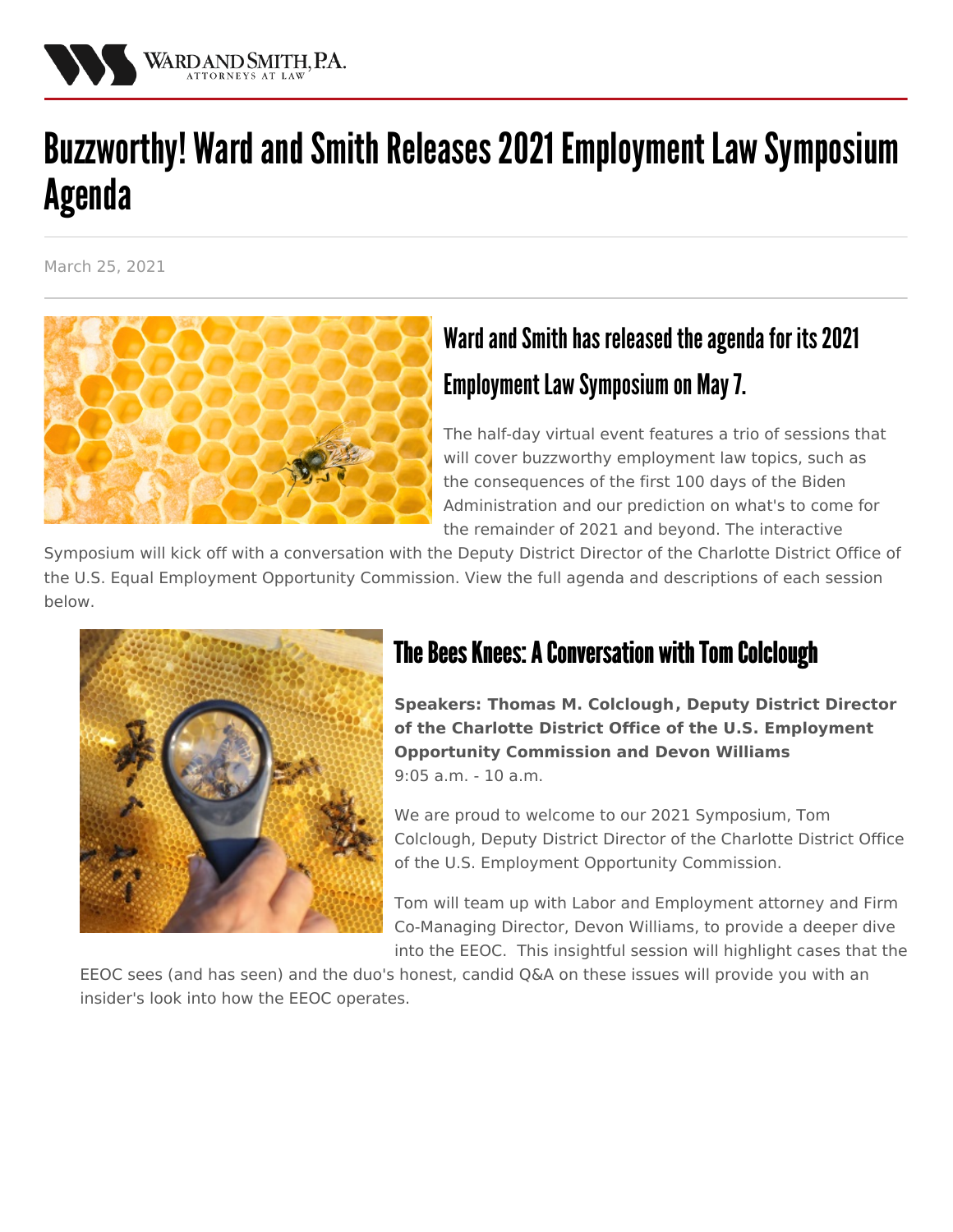# Buzzworthy! Ward and Smith Releases 2021 Employment Law Symposium Agenda

March 25, 2021

## Ward and Smith has released the agenda for its 2021 Employment Law Symposium on May 7.

The half-day virtual event features a trio of sessions that will cover buzzworthy employment law topics, such as the consequences of the first 100 days of the Biden Administration and our prediction on what's to come for the remainder of 2021 and beyond. The interactive Symposium will kick off with a conversation with the Deputy District Director of the Charlotte District Office of the U.S. Equal Employment Opportunity Commission. View the full agenda and descriptions of each session below.

## The Bees Knees: A Conversation with Tom Colclough

**Speakers: Thomas M. Colclough, Deputy District Director of the Charlotte District Office of the U.S. Employment Opportunity Commission and Devon Williams**
9:05 a.m. - 10 a.m.

We are proud to welcome to our 2021 Symposium, Tom Colclough, Deputy District Director of the Charlotte District Office of the U.S. Employment Opportunity Commission.

Tom will team up with Labor and Employment attorney and Firm Co-Managing Director, Devon Williams, to provide a deeper dive into the EEOC. This insightful session will highlight cases that the EEOC sees (and has seen) and the duo's honest, candid Q&A on these issues will provide you with an insider's look into how the EEOC operates.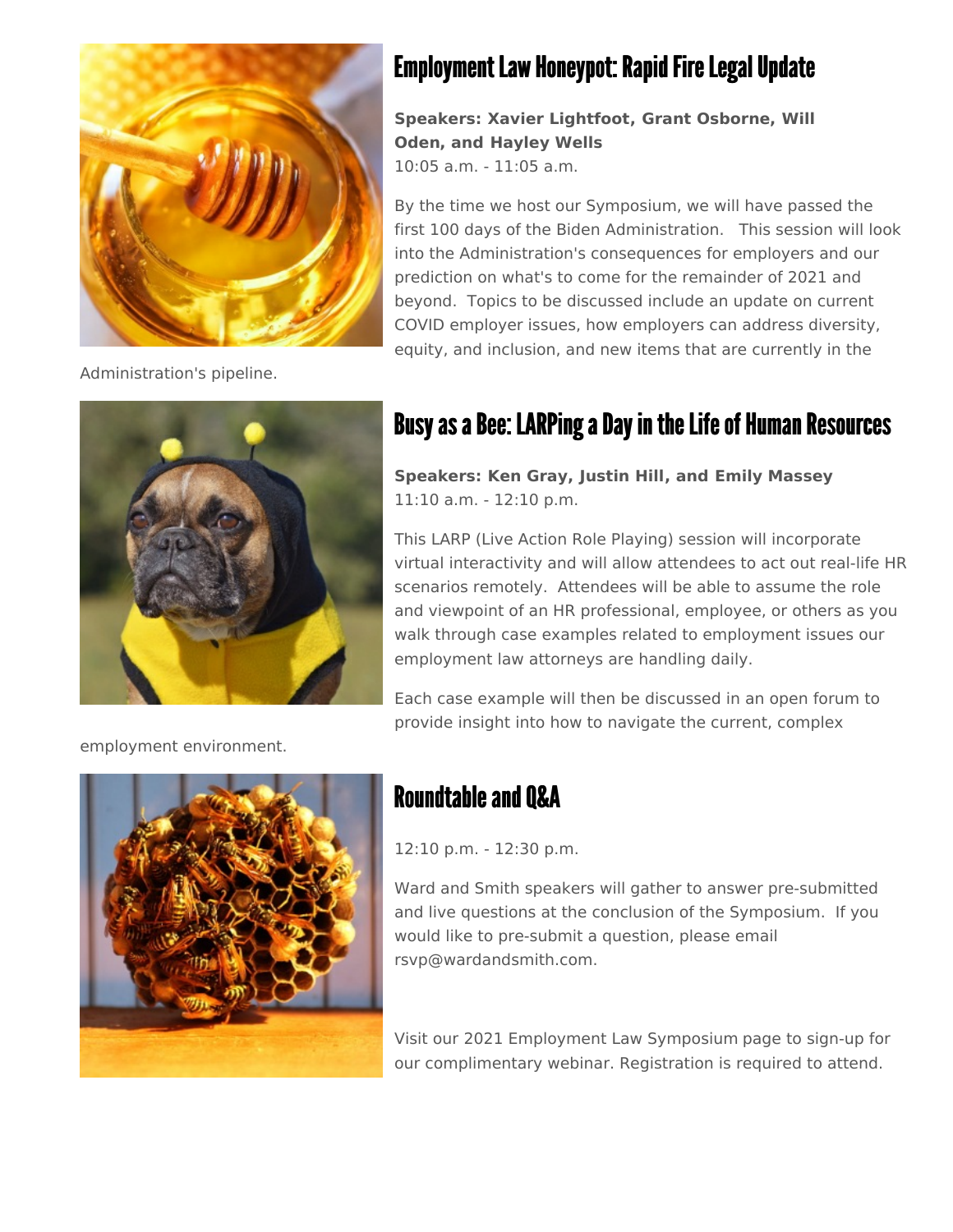## Employment Law Honeypot: Rapid Fire Legal Update

**Speakers: Xavier Lightfoot, Grant Osborne, Will Oden, and Hayley Wells**
10:05 a.m. - 11:05 a.m.

By the time we host our Symposium, we will have passed the first 100 days of the Biden Administration. This session will look into the Administration's consequences for employers and our prediction on what's to come for the remainder of 2021 and beyond. Topics to be discussed include an update on current COVID employer issues, how employers can address diversity, equity, and inclusion, and new items that are currently in the Administration's pipeline.

## Busy as a Bee: LARPing a Day in the Life of Human Resources

**Speakers: Ken Gray, Justin Hill, and Emily Massey**
11:10 a.m. - 12:10 p.m.

This LARP (Live Action Role Playing) session will incorporate virtual interactivity and will allow attendees to act out real-life HR scenarios remotely. Attendees will be able to assume the role and viewpoint of an HR professional, employee, or others as you walk through case examples related to employment issues our employment law attorneys are handling daily.

Each case example will then be discussed in an open forum to provide insight into how to navigate the current, complex employment environment.

## Roundtable and Q&A

12:10 p.m. - 12:30 p.m.

Ward and Smith speakers will gather to answer pre-submitted and live questions at the conclusion of the Symposium. If you would like to pre-submit a question, please email rsvp@wardandsmith.com.

Visit our 2021 Employment Law Symposium page to sign-up for our complimentary webinar. Registration is required to attend.